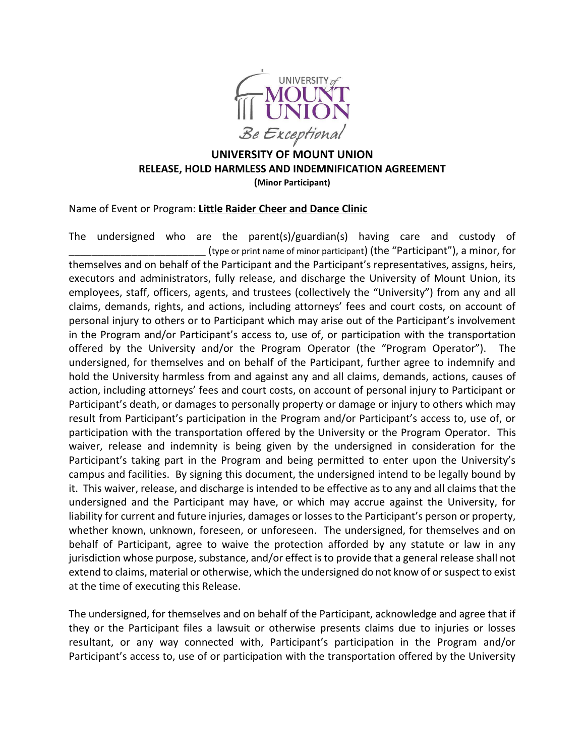# UNIVERSITY OF MOUNT UNION
## RELEASE, HOLD HARMLESS AND INDEMNIFICATION AGREEMENT
**(Minor Participant)**

Name of Event or Program: **Little Raider Cheer and Dance Clinic**

The undersigned who are the parent(s)/guardian(s) having care and custody of ________________________ (type or print name of minor participant) (the "Participant"), a minor, for themselves and on behalf of the Participant and the Participant's representatives, assigns, heirs, executors and administrators, fully release, and discharge the University of Mount Union, its employees, staff, officers, agents, and trustees (collectively the "University") from any and all claims, demands, rights, and actions, including attorneys' fees and court costs, on account of personal injury to others or to Participant which may arise out of the Participant's involvement in the Program and/or Participant's access to, use of, or participation with the transportation offered by the University and/or the Program Operator (the "Program Operator"). The undersigned, for themselves and on behalf of the Participant, further agree to indemnify and hold the University harmless from and against any and all claims, demands, actions, causes of action, including attorneys' fees and court costs, on account of personal injury to Participant or Participant's death, or damages to personally property or damage or injury to others which may result from Participant's participation in the Program and/or Participant's access to, use of, or participation with the transportation offered by the University or the Program Operator. This waiver, release and indemnity is being given by the undersigned in consideration for the Participant's taking part in the Program and being permitted to enter upon the University's campus and facilities. By signing this document, the undersigned intend to be legally bound by it. This waiver, release, and discharge is intended to be effective as to any and all claims that the undersigned and the Participant may have, or which may accrue against the University, for liability for current and future injuries, damages or losses to the Participant's person or property, whether known, unknown, foreseen, or unforeseen. The undersigned, for themselves and on behalf of Participant, agree to waive the protection afforded by any statute or law in any jurisdiction whose purpose, substance, and/or effect is to provide that a general release shall not extend to claims, material or otherwise, which the undersigned do not know of or suspect to exist at the time of executing this Release.

The undersigned, for themselves and on behalf of the Participant, acknowledge and agree that if they or the Participant files a lawsuit or otherwise presents claims due to injuries or losses resultant, or any way connected with, Participant's participation in the Program and/or Participant's access to, use of or participation with the transportation offered by the University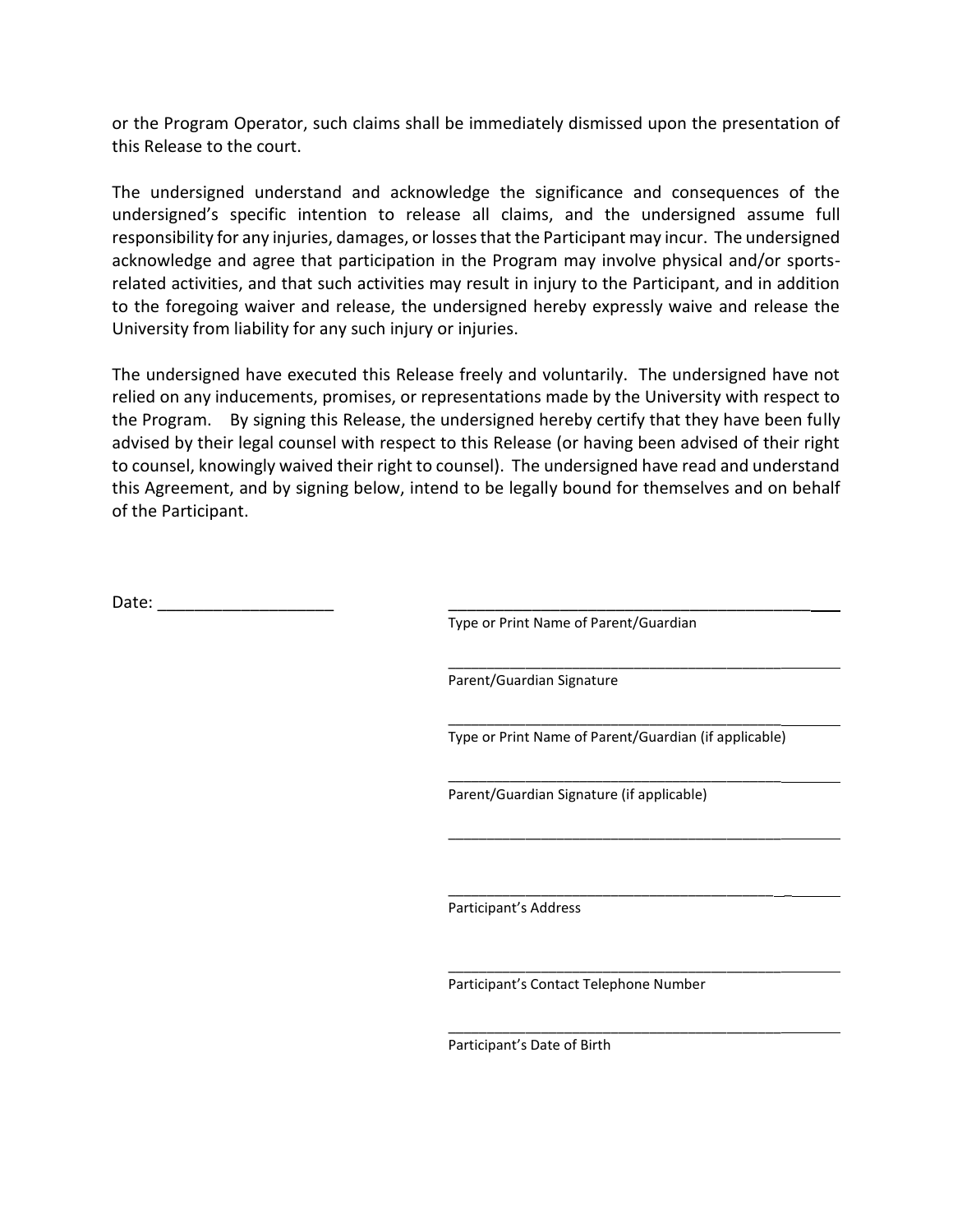or the Program Operator, such claims shall be immediately dismissed upon the presentation of this Release to the court.

The undersigned understand and acknowledge the significance and consequences of the undersigned's specific intention to release all claims, and the undersigned assume full responsibility for any injuries, damages, or losses that the Participant may incur. The undersigned acknowledge and agree that participation in the Program may involve physical and/or sports-related activities, and that such activities may result in injury to the Participant, and in addition to the foregoing waiver and release, the undersigned hereby expressly waive and release the University from liability for any such injury or injuries.

The undersigned have executed this Release freely and voluntarily. The undersigned have not relied on any inducements, promises, or representations made by the University with respect to the Program. By signing this Release, the undersigned hereby certify that they have been fully advised by their legal counsel with respect to this Release (or having been advised of their right to counsel, knowingly waived their right to counsel). The undersigned have read and understand this Agreement, and by signing below, intend to be legally bound for themselves and on behalf of the Participant.

Date: ___________________

_____________________________________________
Type or Print Name of Parent/Guardian

_____________________________________________
Parent/Guardian Signature

_____________________________________________
Type or Print Name of Parent/Guardian (if applicable)

_____________________________________________
Parent/Guardian Signature (if applicable)

_____________________________________________

_____________________________________________
Participant's Address

_____________________________________________
Participant's Contact Telephone Number

_____________________________________________
Participant's Date of Birth